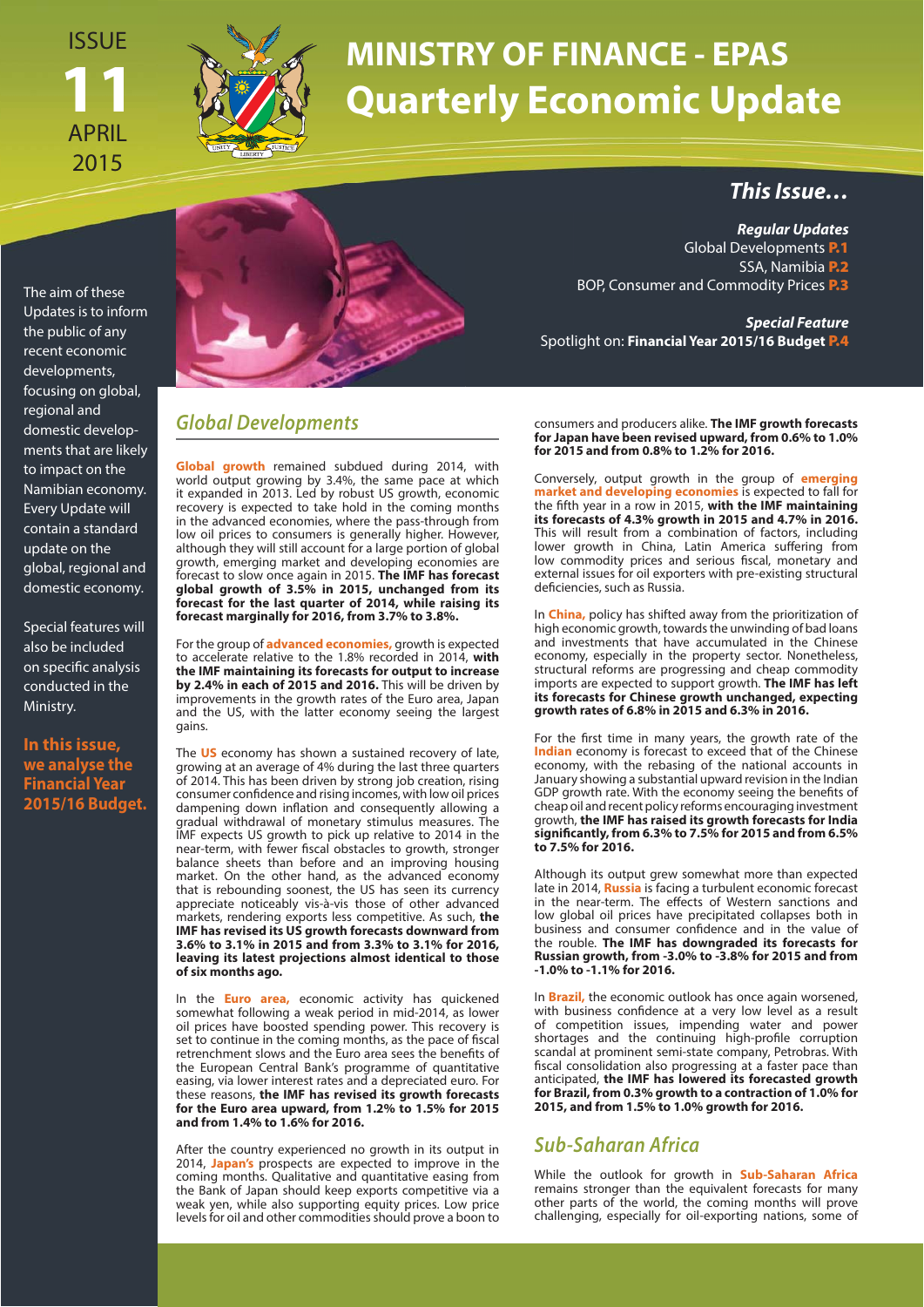ISSUE **11** APRIL 2015

# MINISTRY OF FINANCE - EPAS
# Quarterly Economic Update

## *This Issue…*

***Regular Updates***
Global Developments **P.1**
SSA, Namibia **P.2**
BOP, Consumer and Commodity Prices **P.3**

***Special Feature***
Spotlight on: **Financial Year 2015/16 Budget P.4**

The aim of these Updates is to inform the public of any recent economic developments, focusing on global, regional and domestic developments that are likely to impact on the Namibian economy. Every Update will contain a standard update on the global, regional and domestic economy.

Special features will also be included on specific analysis conducted in the Ministry.

**In this issue, we analyse the Financial Year 2015/16 Budget.**

## *Global Developments*

**Global growth** remained subdued during 2014, with world output growing by 3.4%, the same pace at which it expanded in 2013. Led by robust US growth, economic recovery is expected to take hold in the coming months in the advanced economies, where the pass-through from low oil prices to consumers is generally higher. However, although they will still account for a large portion of global growth, emerging market and developing economies are forecast to slow once again in 2015. **The IMF has forecast global growth of 3.5% in 2015, unchanged from its forecast for the last quarter of 2014, while raising its forecast marginally for 2016, from 3.7% to 3.8%.**

For the group of **advanced economies,** growth is expected to accelerate relative to the 1.8% recorded in 2014, **with the IMF maintaining its forecasts for output to increase by 2.4% in each of 2015 and 2016.** This will be driven by improvements in the growth rates of the Euro area, Japan and the US, with the latter economy seeing the largest gains.

The **US** economy has shown a sustained recovery of late, growing at an average of 4% during the last three quarters of 2014. This has been driven by strong job creation, rising consumer confidence and rising incomes, with low oil prices dampening down inflation and consequently allowing a gradual withdrawal of monetary stimulus measures. The IMF expects US growth to pick up relative to 2014 in the near-term, with fewer fiscal obstacles to growth, stronger balance sheets than before and an improving housing market. On the other hand, as the advanced economy that is rebounding soonest, the US has seen its currency appreciate noticeably vis-à-vis those of other advanced markets, rendering exports less competitive. As such, **the IMF has revised its US growth forecasts downward from 3.6% to 3.1% in 2015 and from 3.3% to 3.1% for 2016, leaving its latest projections almost identical to those of six months ago.**

In the **Euro area,** economic activity has quickened somewhat following a weak period in mid-2014, as lower oil prices have boosted spending power. This recovery is set to continue in the coming months, as the pace of fiscal retrenchment slows and the Euro area sees the benefits of the European Central Bank's programme of quantitative easing, via lower interest rates and a depreciated euro. For these reasons, **the IMF has revised its growth forecasts for the Euro area upward, from 1.2% to 1.5% for 2015 and from 1.4% to 1.6% for 2016.**

After the country experienced no growth in its output in 2014, **Japan's** prospects are expected to improve in the coming months. Qualitative and quantitative easing from the Bank of Japan should keep exports competitive via a weak yen, while also supporting equity prices. Low price levels for oil and other commodities should prove a boon to consumers and producers alike. **The IMF growth forecasts for Japan have been revised upward, from 0.6% to 1.0% for 2015 and from 0.8% to 1.2% for 2016.**

Conversely, output growth in the group of **emerging market and developing economies** is expected to fall for the fifth year in a row in 2015, **with the IMF maintaining its forecasts of 4.3% growth in 2015 and 4.7% in 2016.** This will result from a combination of factors, including lower growth in China, Latin America suffering from low commodity prices and serious fiscal, monetary and external issues for oil exporters with pre-existing structural deficiencies, such as Russia.

In **China,** policy has shifted away from the prioritization of high economic growth, towards the unwinding of bad loans and investments that have accumulated in the Chinese economy, especially in the property sector. Nonetheless, structural reforms are progressing and cheap commodity imports are expected to support growth. **The IMF has left its forecasts for Chinese growth unchanged, expecting growth rates of 6.8% in 2015 and 6.3% in 2016.**

For the first time in many years, the growth rate of the **Indian** economy is forecast to exceed that of the Chinese economy, with the rebasing of the national accounts in January showing a substantial upward revision in the Indian GDP growth rate. With the economy seeing the benefits of cheap oil and recent policy reforms encouraging investment growth, **the IMF has raised its growth forecasts for India significantly, from 6.3% to 7.5% for 2015 and from 6.5% to 7.5% for 2016.**

Although its output grew somewhat more than expected late in 2014, **Russia** is facing a turbulent economic forecast in the near-term. The effects of Western sanctions and low global oil prices have precipitated collapses both in business and consumer confidence and in the value of the rouble. **The IMF has downgraded its forecasts for Russian growth, from -3.0% to -3.8% for 2015 and from -1.0% to -1.1% for 2016.**

In **Brazil,** the economic outlook has once again worsened, with business confidence at a very low level as a result of competition issues, impending water and power shortages and the continuing high-profile corruption scandal at prominent semi-state company, Petrobras. With fiscal consolidation also progressing at a faster pace than anticipated, **the IMF has lowered its forecasted growth for Brazil, from 0.3% growth to a contraction of 1.0% for 2015, and from 1.5% to 1.0% growth for 2016.**

## *Sub-Saharan Africa*

While the outlook for growth in **Sub-Saharan Africa** remains stronger than the equivalent forecasts for many other parts of the world, the coming months will prove challenging, especially for oil-exporting nations, some of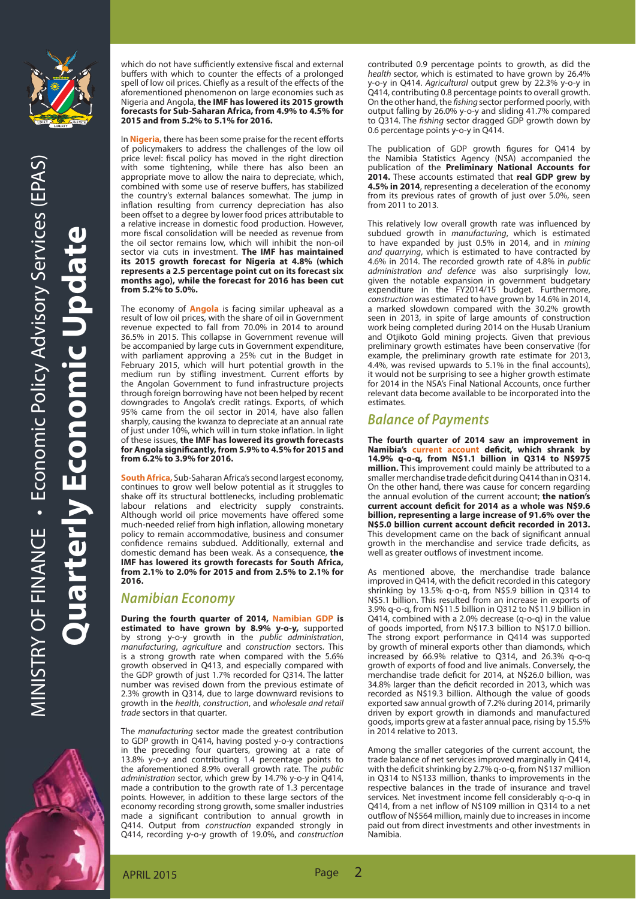which do not have sufficiently extensive fiscal and external buffers with which to counter the effects of a prolonged spell of low oil prices. Chiefly as a result of the effects of the aforementioned phenomenon on large economies such as Nigeria and Angola, **the IMF has lowered its 2015 growth forecasts for Sub-Saharan Africa, from 4.9% to 4.5% for 2015 and from 5.2% to 5.1% for 2016.**

In **Nigeria,** there has been some praise for the recent efforts of policymakers to address the challenges of the low oil price level: fiscal policy has moved in the right direction with some tightening, while there has also been an appropriate move to allow the naira to depreciate, which, combined with some use of reserve buffers, has stabilized the country's external balances somewhat. The jump in inflation resulting from currency depreciation has also been offset to a degree by lower food prices attributable to a relative increase in domestic food production. However, more fiscal consolidation will be needed as revenue from the oil sector remains low, which will inhibit the non-oil sector via cuts in investment. **The IMF has maintained its 2015 growth forecast for Nigeria at 4.8% (which represents a 2.5 percentage point cut on its forecast six months ago), while the forecast for 2016 has been cut from 5.2% to 5.0%.**

The economy of **Angola** is facing similar upheaval as a result of low oil prices, with the share of oil in Government revenue expected to fall from 70.0% in 2014 to around 36.5% in 2015. This collapse in Government revenue will be accompanied by large cuts in Government expenditure, with parliament approving a 25% cut in the Budget in February 2015, which will hurt potential growth in the medium run by stifling investment. Current efforts by the Angolan Government to fund infrastructure projects through foreign borrowing have not been helped by recent downgrades to Angola's credit ratings. Exports, of which 95% came from the oil sector in 2014, have also fallen sharply, causing the kwanza to depreciate at an annual rate of just under 10%, which will in turn stoke inflation. In light of these issues, **the IMF has lowered its growth forecasts for Angola significantly, from 5.9% to 4.5% for 2015 and from 6.2% to 3.9% for 2016.**

**South Africa,** Sub-Saharan Africa's second largest economy, continues to grow well below potential as it struggles to shake off its structural bottlenecks, including problematic labour relations and electricity supply constraints. Although world oil price movements have offered some much-needed relief from high inflation, allowing monetary policy to remain accommodative, business and consumer confidence remains subdued. Additionally, external and domestic demand has been weak. As a consequence, **the IMF has lowered its growth forecasts for South Africa, from 2.1% to 2.0% for 2015 and from 2.5% to 2.1% for 2016.**

## Namibian Economy

**During the fourth quarter of 2014, Namibian GDP is estimated to have grown by 8.9% y-o-y,** supported by strong y-o-y growth in the *public administration*, *manufacturing*, *agriculture* and *construction* sectors. This is a strong growth rate when compared with the 5.6% growth observed in Q413, and especially compared with the GDP growth of just 1.7% recorded for Q314. The latter number was revised down from the previous estimate of 2.3% growth in Q314, due to large downward revisions to growth in the *health*, *construction*, and *wholesale and retail trade* sectors in that quarter.

The *manufacturing* sector made the greatest contribution to GDP growth in Q414, having posted y-o-y contractions in the preceding four quarters, growing at a rate of 13.8% y-o-y and contributing 1.4 percentage points to the aforementioned 8.9% overall growth rate. The *public administration* sector, which grew by 14.7% y-o-y in Q414, made a contribution to the growth rate of 1.3 percentage points. However, in addition to these large sectors of the economy recording strong growth, some smaller industries made a significant contribution to annual growth in Q414. Output from *construction* expanded strongly in Q414, recording y-o-y growth of 19.0%, and *construction* contributed 0.9 percentage points to growth, as did the *health* sector, which is estimated to have grown by 26.4% y-o-y in Q414. *Agricultural* output grew by 22.3% y-o-y in Q414, contributing 0.8 percentage points to overall growth. On the other hand, the *fishing* sector performed poorly, with output falling by 26.0% y-o-y and sliding 41.7% compared to Q314. The *fishing* sector dragged GDP growth down by 0.6 percentage points y-o-y in Q414.

The publication of GDP growth figures for Q414 by the Namibia Statistics Agency (NSA) accompanied the publication of the **Preliminary National Accounts for 2014.** These accounts estimated that **real GDP grew by 4.5% in 2014**, representing a deceleration of the economy from its previous rates of growth of just over 5.0%, seen from 2011 to 2013.

This relatively low overall growth rate was influenced by subdued growth in *manufacturing*, which is estimated to have expanded by just 0.5% in 2014, and in *mining and quarrying*, which is estimated to have contracted by 4.6% in 2014. The recorded growth rate of 4.8% in *public administration and defence* was also surprisingly low, given the notable expansion in government budgetary expenditure in the FY2014/15 budget. Furthermore, *construction* was estimated to have grown by 14.6% in 2014, a marked slowdown compared with the 30.2% growth seen in 2013, in spite of large amounts of construction work being completed during 2014 on the Husab Uranium and Otjikoto Gold mining projects. Given that previous preliminary growth estimates have been conservative (for example, the preliminary growth rate estimate for 2013, 4.4%, was revised upwards to 5.1% in the final accounts), it would not be surprising to see a higher growth estimate for 2014 in the NSA's Final National Accounts, once further relevant data become available to be incorporated into the estimates.

## Balance of Payments

**The fourth quarter of 2014 saw an improvement in Namibia's current account deficit, which shrank by 14.9% q-o-q, from N$1.1 billion in Q314 to N$975 million.** This improvement could mainly be attributed to a smaller merchandise trade deficit during Q414 than in Q314. On the other hand, there was cause for concern regarding the annual evolution of the current account; **the nation's current account deficit for 2014 as a whole was N$9.6 billion, representing a large increase of 91.6% over the N$5.0 billion current account deficit recorded in 2013.** This development came on the back of significant annual growth in the merchandise and service trade deficits, as well as greater outflows of investment income.

As mentioned above, the merchandise trade balance improved in Q414, with the deficit recorded in this category shrinking by 13.5% q-o-q, from N$5.9 billion in Q314 to N$5.1 billion. This resulted from an increase in exports of 3.9% q-o-q, from N$11.5 billion in Q312 to N$11.9 billion in Q414, combined with a 2.0% decrease (q-o-q) in the value of goods imported, from N$17.3 billion to N$17.0 billion. The strong export performance in Q414 was supported by growth of mineral exports other than diamonds, which increased by 66.9% relative to Q314, and 26.3% q-o-q growth of exports of food and live animals. Conversely, the merchandise trade deficit for 2014, at N$26.0 billion, was 34.8% larger than the deficit recorded in 2013, which was recorded as N$19.3 billion. Although the value of goods exported saw annual growth of 7.2% during 2014, primarily driven by export growth in diamonds and manufactured goods, imports grew at a faster annual pace, rising by 15.5% in 2014 relative to 2013.

Among the smaller categories of the current account, the trade balance of net services improved marginally in Q414, with the deficit shrinking by 2.7% q-o-q, from N$137 million in Q314 to N$133 million, thanks to improvements in the respective balances in the trade of insurance and travel services. Net investment income fell considerably q-o-q in Q414, from a net inflow of N$109 million in Q314 to a net outflow of N$564 million, mainly due to increases in income paid out from direct investments and other investments in Namibia.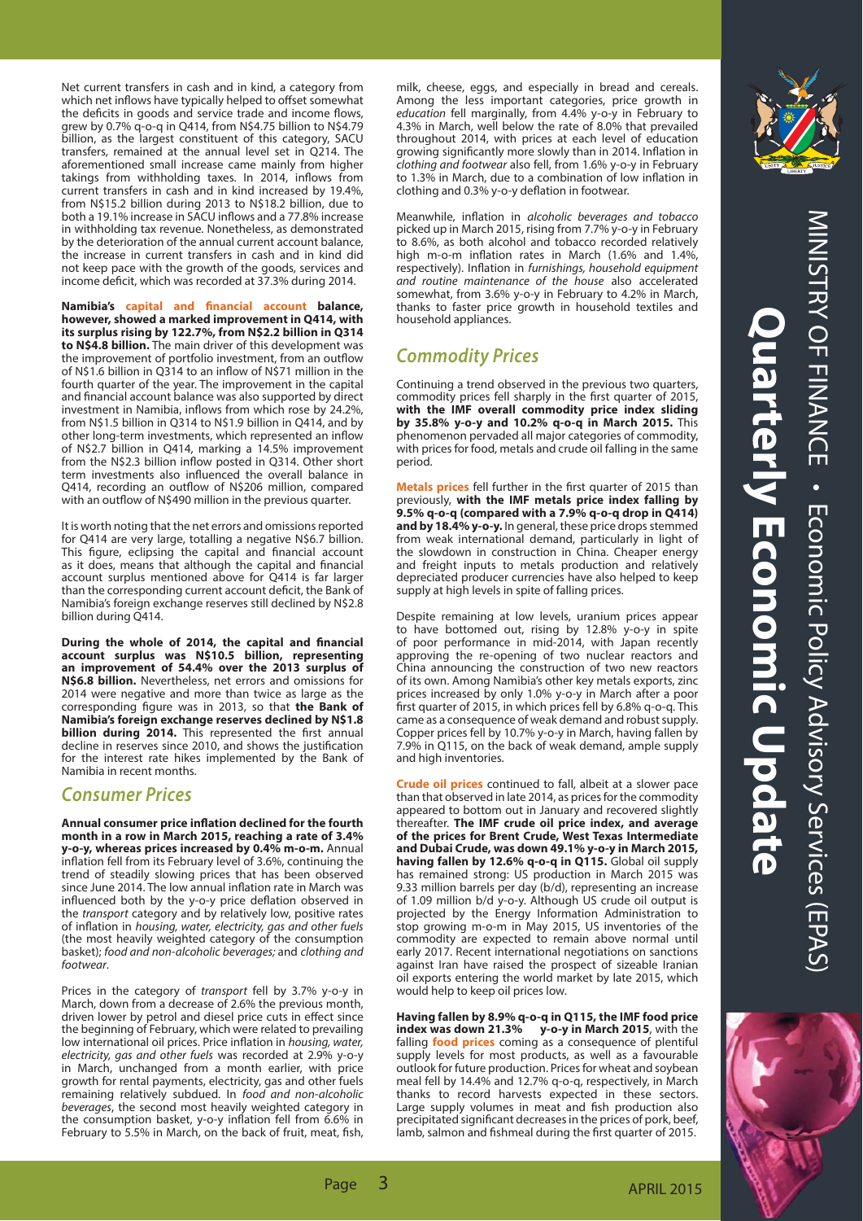Net current transfers in cash and in kind, a category from which net inflows have typically helped to offset somewhat the deficits in goods and service trade and income flows, grew by 0.7% q-o-q in Q414, from N$4.75 billion to N$4.79 billion, as the largest constituent of this category, SACU transfers, remained at the annual level set in Q214. The aforementioned small increase came mainly from higher takings from withholding taxes. In 2014, inflows from current transfers in cash and in kind increased by 19.4%, from N$15.2 billion during 2013 to N$18.2 billion, due to both a 19.1% increase in SACU inflows and a 77.8% increase in withholding tax revenue. Nonetheless, as demonstrated by the deterioration of the annual current account balance, the increase in current transfers in cash and in kind did not keep pace with the growth of the goods, services and income deficit, which was recorded at 37.3% during 2014.

**Namibia's capital and financial account balance, however, showed a marked improvement in Q414, with its surplus rising by 122.7%, from N$2.2 billion in Q314 to N$4.8 billion.** The main driver of this development was the improvement of portfolio investment, from an outflow of N$1.6 billion in Q314 to an inflow of N$71 million in the fourth quarter of the year. The improvement in the capital and financial account balance was also supported by direct investment in Namibia, inflows from which rose by 24.2%, from N$1.5 billion in Q314 to N$1.9 billion in Q414, and by other long-term investments, which represented an inflow of N$2.7 billion in Q414, marking a 14.5% improvement from the N$2.3 billion inflow posted in Q314. Other short term investments also influenced the overall balance in Q414, recording an outflow of N$206 million, compared with an outflow of N$490 million in the previous quarter.

It is worth noting that the net errors and omissions reported for Q414 are very large, totalling a negative N$6.7 billion. This figure, eclipsing the capital and financial account as it does, means that although the capital and financial account surplus mentioned above for Q414 is far larger than the corresponding current account deficit, the Bank of Namibia's foreign exchange reserves still declined by N$2.8 billion during Q414.

**During the whole of 2014, the capital and financial account surplus was N$10.5 billion, representing an improvement of 54.4% over the 2013 surplus of N$6.8 billion.** Nevertheless, net errors and omissions for 2014 were negative and more than twice as large as the corresponding figure was in 2013, so that **the Bank of Namibia's foreign exchange reserves declined by N$1.8 billion during 2014.** This represented the first annual decline in reserves since 2010, and shows the justification for the interest rate hikes implemented by the Bank of Namibia in recent months.

## Consumer Prices

**Annual consumer price inflation declined for the fourth month in a row in March 2015, reaching a rate of 3.4% y-o-y, whereas prices increased by 0.4% m-o-m.** Annual inflation fell from its February level of 3.6%, continuing the trend of steadily slowing prices that has been observed since June 2014. The low annual inflation rate in March was influenced both by the y-o-y price deflation observed in the *transport* category and by relatively low, positive rates of inflation in *housing, water, electricity, gas and other fuels* (the most heavily weighted category of the consumption basket); *food and non-alcoholic beverages;* and *clothing and footwear*.

Prices in the category of *transport* fell by 3.7% y-o-y in March, down from a decrease of 2.6% the previous month, driven lower by petrol and diesel price cuts in effect since the beginning of February, which were related to prevailing low international oil prices. Price inflation in *housing, water, electricity, gas and other fuels* was recorded at 2.9% y-o-y in March, unchanged from a month earlier, with price growth for rental payments, electricity, gas and other fuels remaining relatively subdued. In *food and non-alcoholic beverages*, the second most heavily weighted category in the consumption basket, y-o-y inflation fell from 6.6% in February to 5.5% in March, on the back of fruit, meat, fish, milk, cheese, eggs, and especially in bread and cereals. Among the less important categories, price growth in *education* fell marginally, from 4.4% y-o-y in February to 4.3% in March, well below the rate of 8.0% that prevailed throughout 2014, with prices at each level of education growing significantly more slowly than in 2014. Inflation in *clothing and footwear* also fell, from 1.6% y-o-y in February to 1.3% in March, due to a combination of low inflation in clothing and 0.3% y-o-y deflation in footwear.

Meanwhile, inflation in *alcoholic beverages and tobacco* picked up in March 2015, rising from 7.7% y-o-y in February to 8.6%, as both alcohol and tobacco recorded relatively high m-o-m inflation rates in March (1.6% and 1.4%, respectively). Inflation in *furnishings, household equipment and routine maintenance of the house* also accelerated somewhat, from 3.6% y-o-y in February to 4.2% in March, thanks to faster price growth in household textiles and household appliances.

## Commodity Prices

Continuing a trend observed in the previous two quarters, commodity prices fell sharply in the first quarter of 2015, **with the IMF overall commodity price index sliding by 35.8% y-o-y and 10.2% q-o-q in March 2015.** This phenomenon pervaded all major categories of commodity, with prices for food, metals and crude oil falling in the same period.

**Metals prices** fell further in the first quarter of 2015 than previously, **with the IMF metals price index falling by 9.5% q-o-q (compared with a 7.9% q-o-q drop in Q414) and by 18.4% y-o-y.** In general, these price drops stemmed from weak international demand, particularly in light of the slowdown in construction in China. Cheaper energy and freight inputs to metals production and relatively depreciated producer currencies have also helped to keep supply at high levels in spite of falling prices.

Despite remaining at low levels, uranium prices appear to have bottomed out, rising by 12.8% y-o-y in spite of poor performance in mid-2014, with Japan recently approving the re-opening of two nuclear reactors and China announcing the construction of two new reactors of its own. Among Namibia's other key metals exports, zinc prices increased by only 1.0% y-o-y in March after a poor first quarter of 2015, in which prices fell by 6.8% q-o-q. This came as a consequence of weak demand and robust supply. Copper prices fell by 10.7% y-o-y in March, having fallen by 7.9% in Q115, on the back of weak demand, ample supply and high inventories.

**Crude oil prices** continued to fall, albeit at a slower pace than that observed in late 2014, as prices for the commodity appeared to bottom out in January and recovered slightly thereafter. **The IMF crude oil price index, and average of the prices for Brent Crude, West Texas Intermediate and Dubai Crude, was down 49.1% y-o-y in March 2015, having fallen by 12.6% q-o-q in Q115.** Global oil supply has remained strong: US production in March 2015 was 9.33 million barrels per day (b/d), representing an increase of 1.09 million b/d y-o-y. Although US crude oil output is projected by the Energy Information Administration to stop growing m-o-m in May 2015, US inventories of the commodity are expected to remain above normal until early 2017. Recent international negotiations on sanctions against Iran have raised the prospect of sizeable Iranian oil exports entering the world market by late 2015, which would help to keep oil prices low.

**Having fallen by 8.9% q-o-q in Q115, the IMF food price index was down 21.3% y-o-y in March 2015**, with the falling **food prices** coming as a consequence of plentiful supply levels for most products, as well as a favourable outlook for future production. Prices for wheat and soybean meal fell by 14.4% and 12.7% q-o-q, respectively, in March thanks to record harvests expected in these sectors. Large supply volumes in meat and fish production also precipitated significant decreases in the prices of pork, beef, lamb, salmon and fishmeal during the first quarter of 2015.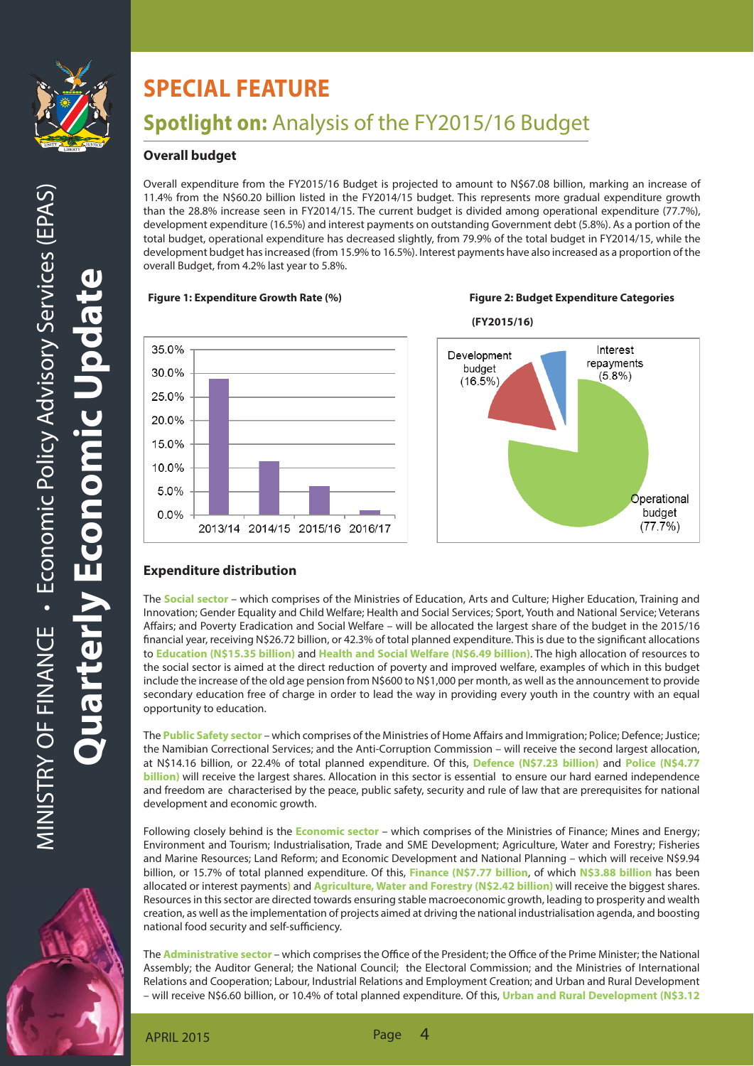# SPECIAL FEATURE

## **Spotlight on:** Analysis of the FY2015/16 Budget

### Overall budget

Overall expenditure from the FY2015/16 Budget is projected to amount to N$67.08 billion, marking an increase of 11.4% from the N$60.20 billion listed in the FY2014/15 budget. This represents more gradual expenditure growth than the 28.8% increase seen in FY2014/15. The current budget is divided among operational expenditure (77.7%), development expenditure (16.5%) and interest payments on outstanding Government debt (5.8%). As a portion of the total budget, operational expenditure has decreased slightly, from 79.9% of the total budget in FY2014/15, while the development budget has increased (from 15.9% to 16.5%). Interest payments have also increased as a proportion of the overall Budget, from 4.2% last year to 5.8%.

**Figure 1: Expenditure Growth Rate (%)**

**Figure 2: Budget Expenditure Categories (FY2015/16)**

### Expenditure distribution

The **Social sector** – which comprises of the Ministries of Education, Arts and Culture; Higher Education, Training and Innovation; Gender Equality and Child Welfare; Health and Social Services; Sport, Youth and National Service; Veterans Affairs; and Poverty Eradication and Social Welfare – will be allocated the largest share of the budget in the 2015/16 financial year, receiving N$26.72 billion, or 42.3% of total planned expenditure. This is due to the significant allocations to **Education (N$15.35 billion)** and **Health and Social Welfare (N$6.49 billion)**. The high allocation of resources to the social sector is aimed at the direct reduction of poverty and improved welfare, examples of which in this budget include the increase of the old age pension from N$600 to N$1,000 per month, as well as the announcement to provide secondary education free of charge in order to lead the way in providing every youth in the country with an equal opportunity to education.

The **Public Safety sector** – which comprises of the Ministries of Home Affairs and Immigration; Police; Defence; Justice; the Namibian Correctional Services; and the Anti-Corruption Commission – will receive the second largest allocation, at N$14.16 billion, or 22.4% of total planned expenditure. Of this, **Defence (N$7.23 billion)** and **Police (N$4.77 billion)** will receive the largest shares. Allocation in this sector is essential to ensure our hard earned independence and freedom are characterised by the peace, public safety, security and rule of law that are prerequisites for national development and economic growth.

Following closely behind is the **Economic sector** – which comprises of the Ministries of Finance; Mines and Energy; Environment and Tourism; Industrialisation, Trade and SME Development; Agriculture, Water and Forestry; Fisheries and Marine Resources; Land Reform; and Economic Development and National Planning – which will receive N$9.94 billion, or 15.7% of total planned expenditure. Of this, **Finance (N$7.77 billion**, of which **N$3.88 billion** has been allocated or interest payments) and **Agriculture, Water and Forestry (N$2.42 billion)** will receive the biggest shares. Resources in this sector are directed towards ensuring stable macroeconomic growth, leading to prosperity and wealth creation, as well as the implementation of projects aimed at driving the national industrialisation agenda, and boosting national food security and self-sufficiency.

The **Administrative sector** – which comprises the Office of the President; the Office of the Prime Minister; the National Assembly; the Auditor General; the National Council; the Electoral Commission; and the Ministries of International Relations and Cooperation; Labour, Industrial Relations and Employment Creation; and Urban and Rural Development – will receive N$6.60 billion, or 10.4% of total planned expenditure. Of this, **Urban and Rural Development (N$3.12**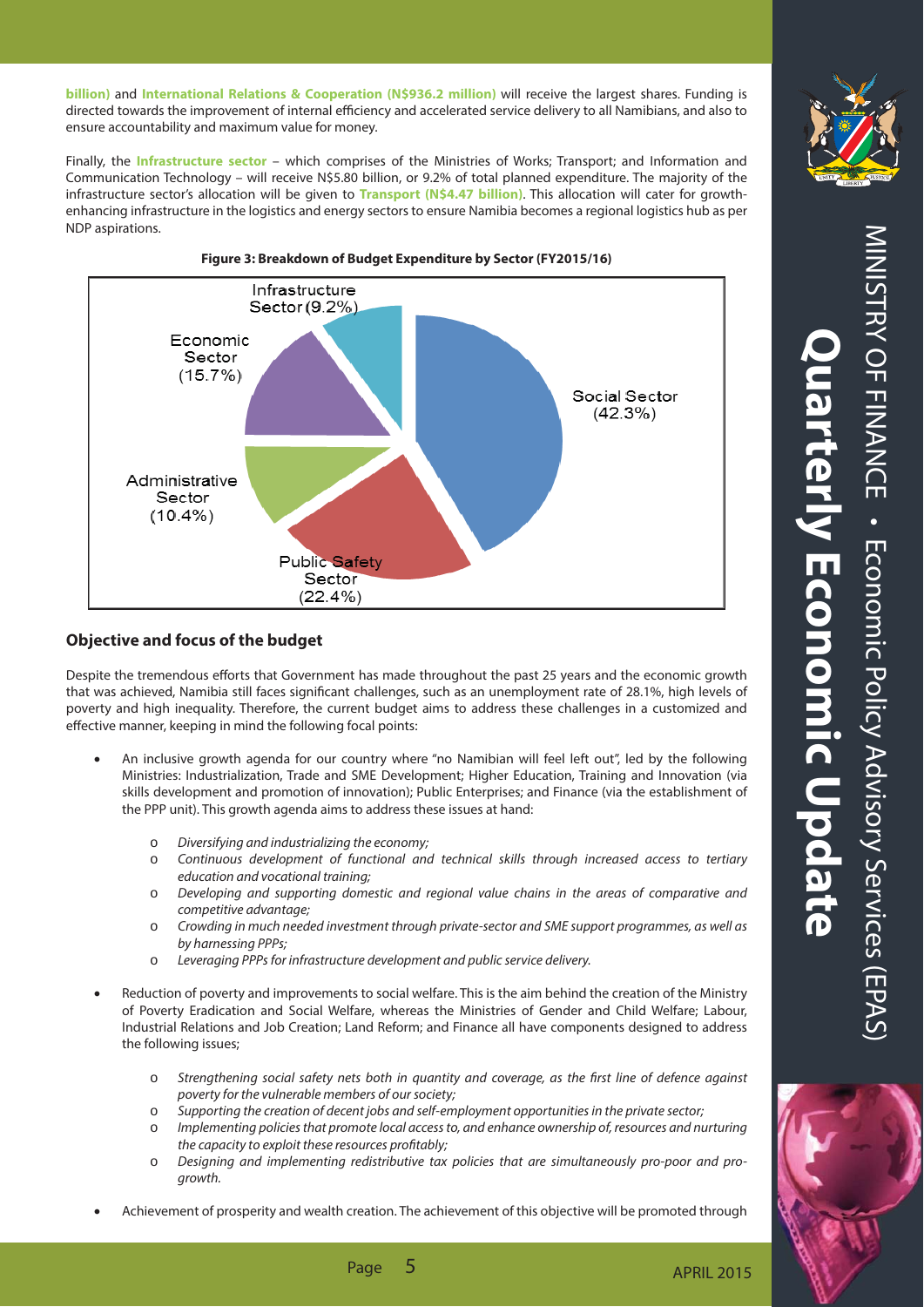**billion)** and **International Relations & Cooperation (N$936.2 million)** will receive the largest shares. Funding is directed towards the improvement of internal efficiency and accelerated service delivery to all Namibians, and also to ensure accountability and maximum value for money.

Finally, the **Infrastructure sector** – which comprises of the Ministries of Works; Transport; and Information and Communication Technology – will receive N$5.80 billion, or 9.2% of total planned expenditure. The majority of the infrastructure sector's allocation will be given to **Transport (N$4.47 billion)**. This allocation will cater for growth-enhancing infrastructure in the logistics and energy sectors to ensure Namibia becomes a regional logistics hub as per NDP aspirations.

**Figure 3: Breakdown of Budget Expenditure by Sector (FY2015/16)**

| Sector | Share |
|---|---|
| Social Sector | 42.3% |
| Public Safety Sector | 22.4% |
| Economic Sector | 15.7% |
| Administrative Sector | 10.4% |
| Infrastructure Sector | 9.2% |

## Objective and focus of the budget

Despite the tremendous efforts that Government has made throughout the past 25 years and the economic growth that was achieved, Namibia still faces significant challenges, such as an unemployment rate of 28.1%, high levels of poverty and high inequality. Therefore, the current budget aims to address these challenges in a customized and effective manner, keeping in mind the following focal points:

- An inclusive growth agenda for our country where "no Namibian will feel left out", led by the following Ministries: Industrialization, Trade and SME Development; Higher Education, Training and Innovation (via skills development and promotion of innovation); Public Enterprises; and Finance (via the establishment of the PPP unit). This growth agenda aims to address these issues at hand:
    - *Diversifying and industrializing the economy;*
    - *Continuous development of functional and technical skills through increased access to tertiary education and vocational training;*
    - *Developing and supporting domestic and regional value chains in the areas of comparative and competitive advantage;*
    - *Crowding in much needed investment through private-sector and SME support programmes, as well as by harnessing PPPs;*
    - *Leveraging PPPs for infrastructure development and public service delivery.*

- Reduction of poverty and improvements to social welfare. This is the aim behind the creation of the Ministry of Poverty Eradication and Social Welfare, whereas the Ministries of Gender and Child Welfare; Labour, Industrial Relations and Job Creation; Land Reform; and Finance all have components designed to address the following issues;
    - *Strengthening social safety nets both in quantity and coverage, as the first line of defence against poverty for the vulnerable members of our society;*
    - *Supporting the creation of decent jobs and self-employment opportunities in the private sector;*
    - *Implementing policies that promote local access to, and enhance ownership of, resources and nurturing the capacity to exploit these resources profitably;*
    - *Designing and implementing redistributive tax policies that are simultaneously pro-poor and pro-growth.*

- Achievement of prosperity and wealth creation. The achievement of this objective will be promoted through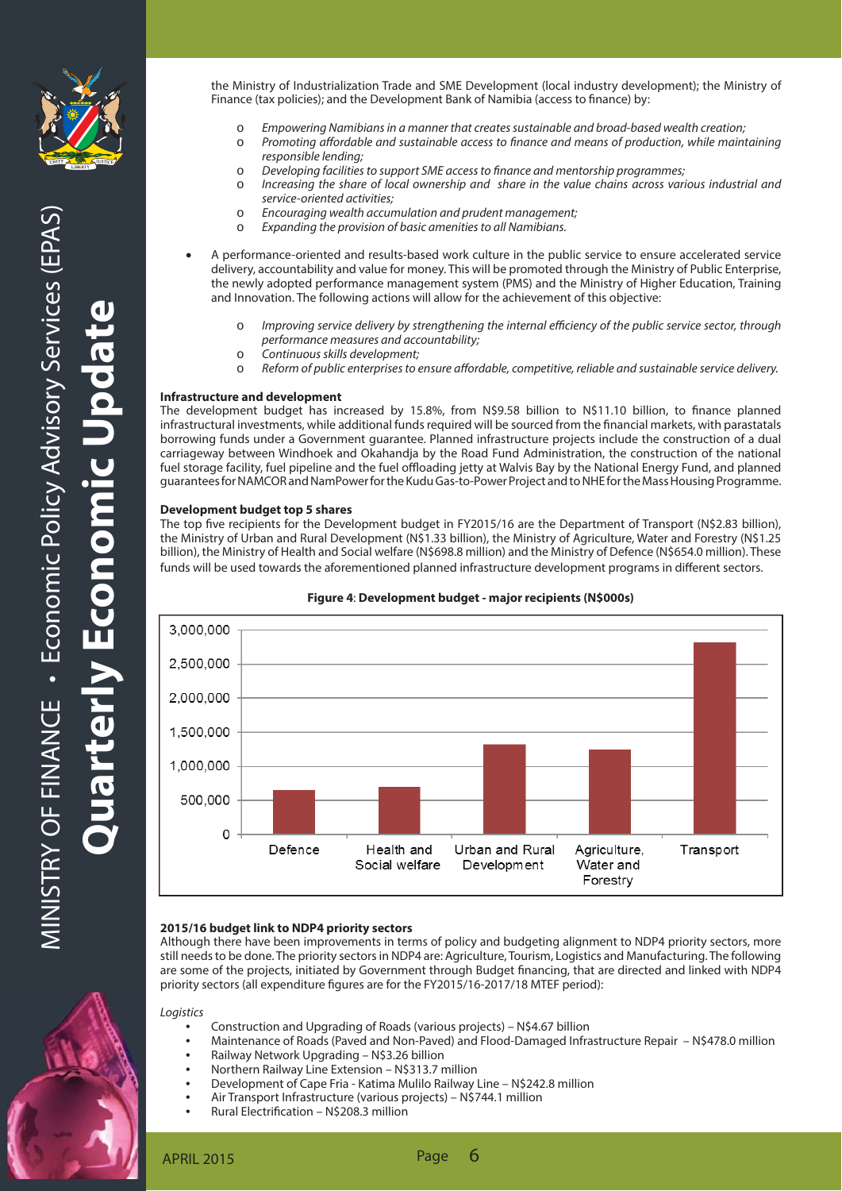the Ministry of Industrialization Trade and SME Development (local industry development); the Ministry of Finance (tax policies); and the Development Bank of Namibia (access to finance) by:

- o *Empowering Namibians in a manner that creates sustainable and broad-based wealth creation;*
- o *Promoting affordable and sustainable access to finance and means of production, while maintaining responsible lending;*
- o *Developing facilities to support SME access to finance and mentorship programmes;*
- o *Increasing the share of local ownership and share in the value chains across various industrial and service-oriented activities;*
- o *Encouraging wealth accumulation and prudent management;*
- o *Expanding the provision of basic amenities to all Namibians.*

- A performance-oriented and results-based work culture in the public service to ensure accelerated service delivery, accountability and value for money. This will be promoted through the Ministry of Public Enterprise, the newly adopted performance management system (PMS) and the Ministry of Higher Education, Training and Innovation. The following actions will allow for the achievement of this objective:

  - o *Improving service delivery by strengthening the internal efficiency of the public service sector, through performance measures and accountability;*
  - o *Continuous skills development;*
  - o *Reform of public enterprises to ensure affordable, competitive, reliable and sustainable service delivery.*

**Infrastructure and development**

The development budget has increased by 15.8%, from N$9.58 billion to N$11.10 billion, to finance planned infrastructural investments, while additional funds required will be sourced from the financial markets, with parastatals borrowing funds under a Government guarantee. Planned infrastructure projects include the construction of a dual carriageway between Windhoek and Okahandja by the Road Fund Administration, the construction of the national fuel storage facility, fuel pipeline and the fuel offloading jetty at Walvis Bay by the National Energy Fund, and planned guarantees for NAMCOR and NamPower for the Kudu Gas-to-Power Project and to NHE for the Mass Housing Programme.

**Development budget top 5 shares**

The top five recipients for the Development budget in FY2015/16 are the Department of Transport (N$2.83 billion), the Ministry of Urban and Rural Development (N$1.33 billion), the Ministry of Agriculture, Water and Forestry (N$1.25 billion), the Ministry of Health and Social welfare (N$698.8 million) and the Ministry of Defence (N$654.0 million). These funds will be used towards the aforementioned planned infrastructure development programs in different sectors.

**Figure 4**: **Development budget - major recipients (N$000s)**

| Recipient | N$000s |
|---|---|
| Defence | 654,000 |
| Health and Social welfare | 698,800 |
| Urban and Rural Development | 1,330,000 |
| Agriculture, Water and Forestry | 1,250,000 |
| Transport | 2,830,000 |

**2015/16 budget link to NDP4 priority sectors**

Although there have been improvements in terms of policy and budgeting alignment to NDP4 priority sectors, more still needs to be done. The priority sectors in NDP4 are: Agriculture, Tourism, Logistics and Manufacturing. The following are some of the projects, initiated by Government through Budget financing, that are directed and linked with NDP4 priority sectors (all expenditure figures are for the FY2015/16-2017/18 MTEF period):

*Logistics*

- Construction and Upgrading of Roads (various projects) – N$4.67 billion
- Maintenance of Roads (Paved and Non-Paved) and Flood-Damaged Infrastructure Repair – N$478.0 million
- Railway Network Upgrading – N$3.26 billion
- Northern Railway Line Extension – N$313.7 million
- Development of Cape Fria - Katima Mulilo Railway Line – N$242.8 million
- Air Transport Infrastructure (various projects) – N$744.1 million
- Rural Electrification – N$208.3 million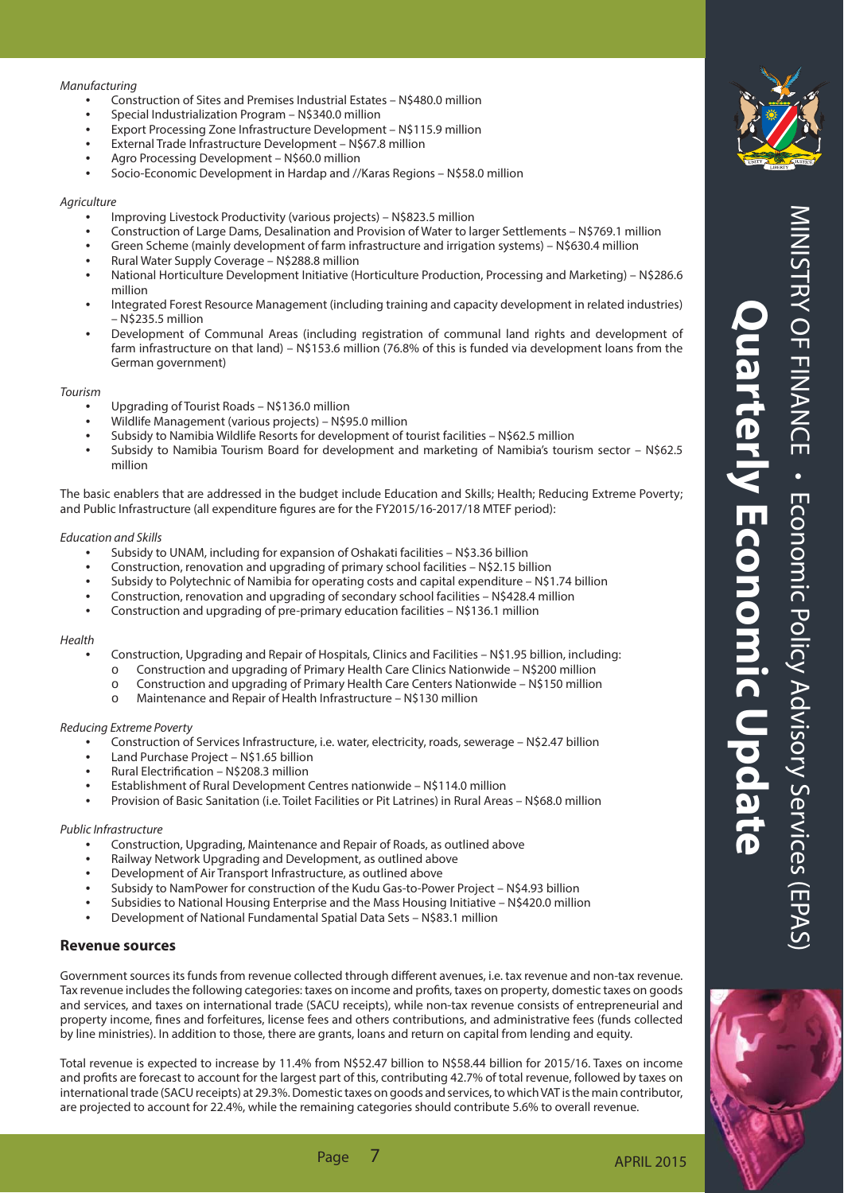*Manufacturing*

- Construction of Sites and Premises Industrial Estates – N$480.0 million
- Special Industrialization Program – N$340.0 million
- Export Processing Zone Infrastructure Development – N$115.9 million
- External Trade Infrastructure Development – N$67.8 million
- Agro Processing Development – N$60.0 million
- Socio-Economic Development in Hardap and //Karas Regions – N$58.0 million

*Agriculture*

- Improving Livestock Productivity (various projects) – N$823.5 million
- Construction of Large Dams, Desalination and Provision of Water to larger Settlements – N$769.1 million
- Green Scheme (mainly development of farm infrastructure and irrigation systems) – N$630.4 million
- Rural Water Supply Coverage – N$288.8 million
- National Horticulture Development Initiative (Horticulture Production, Processing and Marketing) – N$286.6 million
- Integrated Forest Resource Management (including training and capacity development in related industries) – N$235.5 million
- Development of Communal Areas (including registration of communal land rights and development of farm infrastructure on that land) – N$153.6 million (76.8% of this is funded via development loans from the German government)

*Tourism*

- Upgrading of Tourist Roads – N$136.0 million
- Wildlife Management (various projects) – N$95.0 million
- Subsidy to Namibia Wildlife Resorts for development of tourist facilities – N$62.5 million
- Subsidy to Namibia Tourism Board for development and marketing of Namibia's tourism sector – N$62.5 million

The basic enablers that are addressed in the budget include Education and Skills; Health; Reducing Extreme Poverty; and Public Infrastructure (all expenditure figures are for the FY2015/16-2017/18 MTEF period):

*Education and Skills*

- Subsidy to UNAM, including for expansion of Oshakati facilities – N$3.36 billion
- Construction, renovation and upgrading of primary school facilities – N$2.15 billion
- Subsidy to Polytechnic of Namibia for operating costs and capital expenditure – N$1.74 billion
- Construction, renovation and upgrading of secondary school facilities – N$428.4 million
- Construction and upgrading of pre-primary education facilities – N$136.1 million

*Health*

- Construction, Upgrading and Repair of Hospitals, Clinics and Facilities – N$1.95 billion, including:
  - Construction and upgrading of Primary Health Care Clinics Nationwide – N$200 million
  - Construction and upgrading of Primary Health Care Centers Nationwide – N$150 million
  - Maintenance and Repair of Health Infrastructure – N$130 million

*Reducing Extreme Poverty*

- Construction of Services Infrastructure, i.e. water, electricity, roads, sewerage – N$2.47 billion
- Land Purchase Project – N$1.65 billion
- Rural Electrification – N$208.3 million
- Establishment of Rural Development Centres nationwide – N$114.0 million
- Provision of Basic Sanitation (i.e. Toilet Facilities or Pit Latrines) in Rural Areas – N$68.0 million

*Public Infrastructure*

- Construction, Upgrading, Maintenance and Repair of Roads, as outlined above
- Railway Network Upgrading and Development, as outlined above
- Development of Air Transport Infrastructure, as outlined above
- Subsidy to NamPower for construction of the Kudu Gas-to-Power Project – N$4.93 billion
- Subsidies to National Housing Enterprise and the Mass Housing Initiative – N$420.0 million
- Development of National Fundamental Spatial Data Sets – N$83.1 million

## Revenue sources

Government sources its funds from revenue collected through different avenues, i.e. tax revenue and non-tax revenue. Tax revenue includes the following categories: taxes on income and profits, taxes on property, domestic taxes on goods and services, and taxes on international trade (SACU receipts), while non-tax revenue consists of entrepreneurial and property income, fines and forfeitures, license fees and others contributions, and administrative fees (funds collected by line ministries). In addition to those, there are grants, loans and return on capital from lending and equity.

Total revenue is expected to increase by 11.4% from N$52.47 billion to N$58.44 billion for 2015/16. Taxes on income and profits are forecast to account for the largest part of this, contributing 42.7% of total revenue, followed by taxes on international trade (SACU receipts) at 29.3%. Domestic taxes on goods and services, to which VAT is the main contributor, are projected to account for 22.4%, while the remaining categories should contribute 5.6% to overall revenue.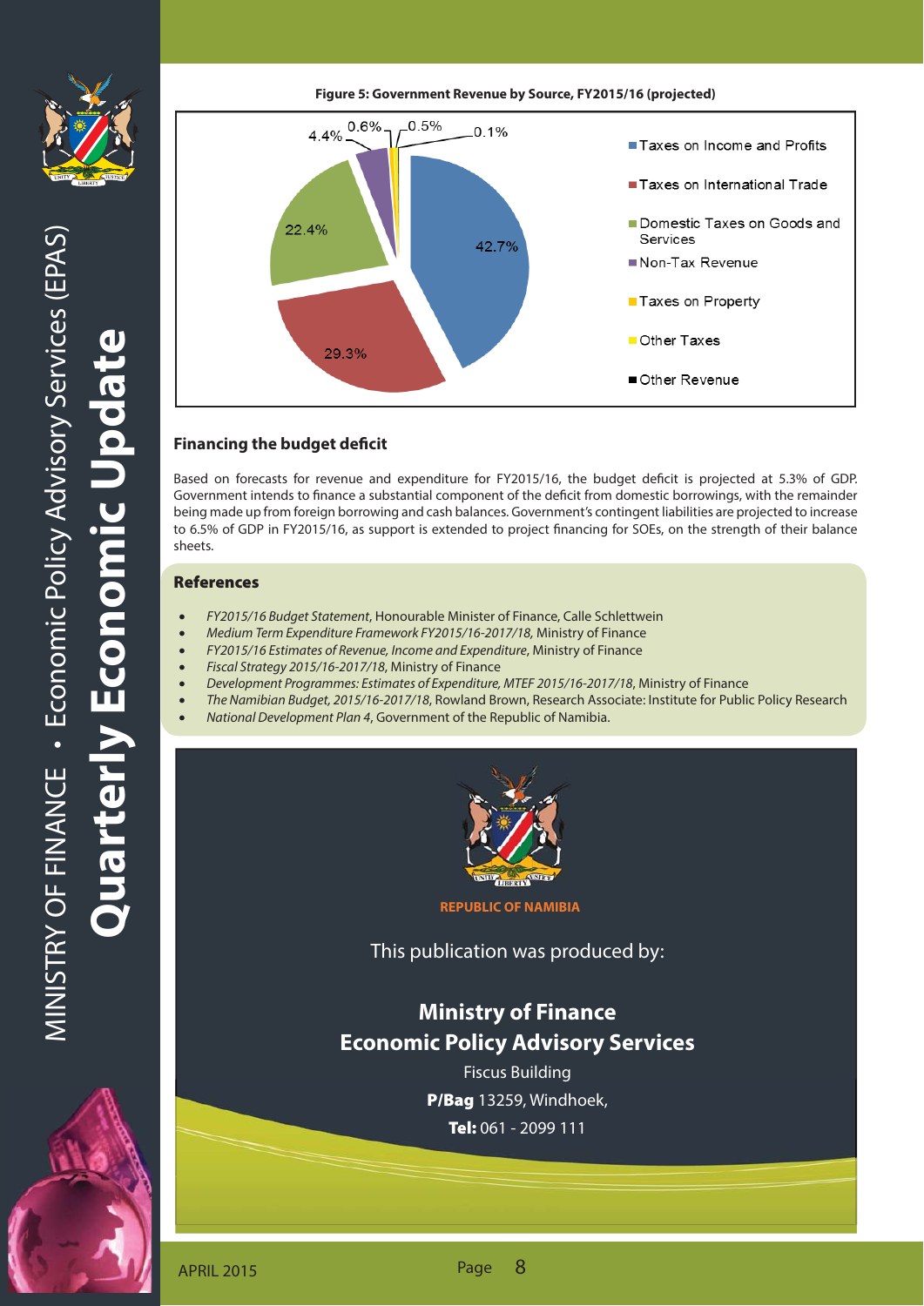**Figure 5: Government Revenue by Source, FY2015/16 (projected)**

42.7%
29.3%
22.4%
4.4%
0.6%
0.5%
0.1%

Taxes on Income and Profits
Taxes on International Trade
Domestic Taxes on Goods and Services
Non-Tax Revenue
Taxes on Property
Other Taxes
Other Revenue

## Financing the budget deficit

Based on forecasts for revenue and expenditure for FY2015/16, the budget deficit is projected at 5.3% of GDP. Government intends to finance a substantial component of the deficit from domestic borrowings, with the remainder being made up from foreign borrowing and cash balances. Government's contingent liabilities are projected to increase to 6.5% of GDP in FY2015/16, as support is extended to project financing for SOEs, on the strength of their balance sheets.

## References

- *FY2015/16 Budget Statement*, Honourable Minister of Finance, Calle Schlettwein
- *Medium Term Expenditure Framework FY2015/16-2017/18,* Ministry of Finance
- *FY2015/16 Estimates of Revenue, Income and Expenditure*, Ministry of Finance
- *Fiscal Strategy 2015/16-2017/18*, Ministry of Finance
- *Development Programmes: Estimates of Expenditure, MTEF 2015/16-2017/18*, Ministry of Finance
- *The Namibian Budget, 2015/16-2017/18*, Rowland Brown, Research Associate: Institute for Public Policy Research
- *National Development Plan 4*, Government of the Republic of Namibia.

**REPUBLIC OF NAMIBIA**

This publication was produced by:

**Ministry of Finance**
**Economic Policy Advisory Services**

Fiscus Building

**P/Bag** 13259, Windhoek,

**Tel:** 061 - 2099 111